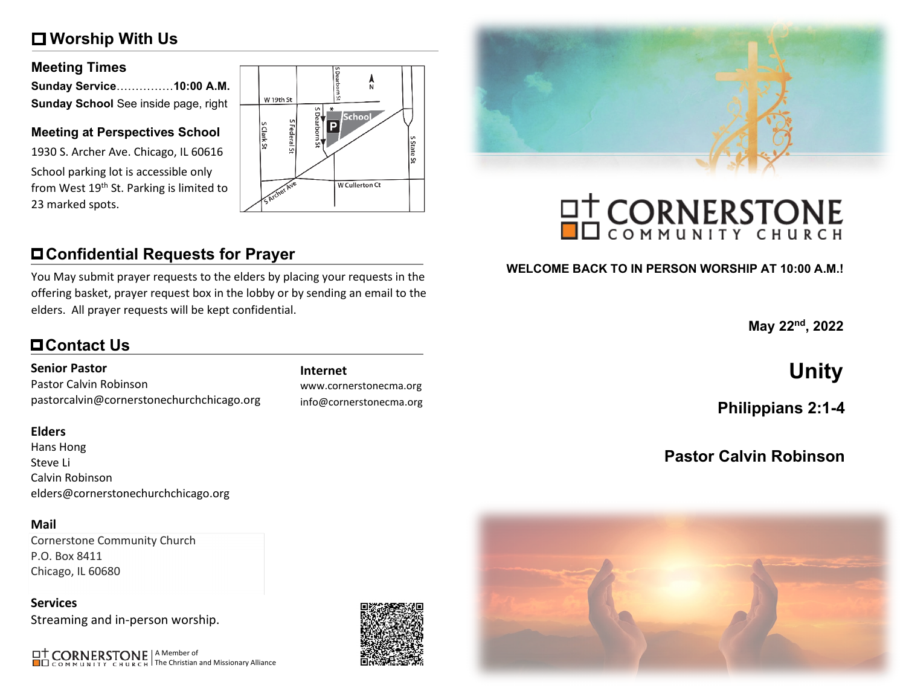## ☐ Worship With Us

### Meeting Times

**Sunday Service**...............**10:00 A.M.**
**Sunday School** See inside page, right

### Meeting at Perspectives School

1930 S. Archer Ave. Chicago, IL 60616

School parking lot is accessible only from West 19th St. Parking is limited to 23 marked spots.

## ☐ Confidential Requests for Prayer

You May submit prayer requests to the elders by placing your requests in the offering basket, prayer request box in the lobby or by sending an email to the elders. All prayer requests will be kept confidential.

## ☐ Contact Us

**Senior Pastor**
Pastor Calvin Robinson
pastorcalvin@cornerstonechurchchicago.org

**Internet**
www.cornerstonecma.org
info@cornerstonecma.org

**Elders**
Hans Hong
Steve Li
Calvin Robinson
elders@cornerstonechurchchicago.org

**Mail**
Cornerstone Community Church
P.O. Box 8411
Chicago, IL 60680

**Services**
Streaming and in-person worship.

CORNERSTONE COMMUNITY CHURCH | A Member of The Christian and Missionary Alliance

# CORNERSTONE COMMUNITY CHURCH

**WELCOME BACK TO IN PERSON WORSHIP AT 10:00 A.M.!**

**May 22nd, 2022**

# Unity

## Philippians 2:1-4

## Pastor Calvin Robinson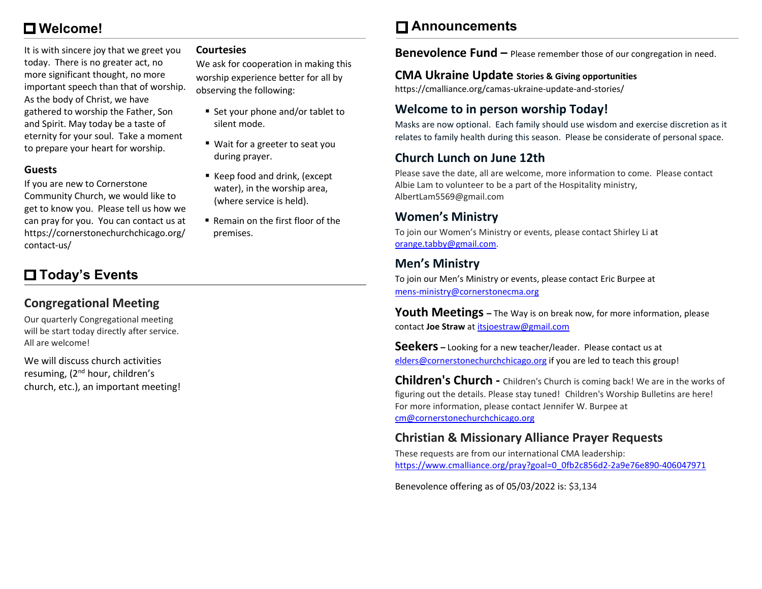## ☐ Welcome!

It is with sincere joy that we greet you today. There is no greater act, no more significant thought, no more important speech than that of worship. As the body of Christ, we have gathered to worship the Father, Son and Spirit. May today be a taste of eternity for your soul. Take a moment to prepare your heart for worship.

### Guests

If you are new to Cornerstone Community Church, we would like to get to know you. Please tell us how we can pray for you. You can contact us at https://cornerstonechurchchicago.org/contact-us/

### Courtesies

We ask for cooperation in making this worship experience better for all by observing the following:

- Set your phone and/or tablet to silent mode.
- Wait for a greeter to seat you during prayer.
- Keep food and drink, (except water), in the worship area, (where service is held).
- Remain on the first floor of the premises.

## ☐ Today's Events

### Congregational Meeting

Our quarterly Congregational meeting will be start today directly after service. All are welcome!

We will discuss church activities resuming, (2nd hour, children's church, etc.), an important meeting!

## ☐ Announcements

**Benevolence Fund –** Please remember those of our congregation in need.

**CMA Ukraine Update Stories & Giving opportunities**
https://cmalliance.org/camas-ukraine-update-and-stories/

### Welcome to in person worship Today!

Masks are now optional. Each family should use wisdom and exercise discretion as it relates to family health during this season. Please be considerate of personal space.

### Church Lunch on June 12th

Please save the date, all are welcome, more information to come. Please contact Albie Lam to volunteer to be a part of the Hospitality ministry, AlbertLam5569@gmail.com

### Women's Ministry

To join our Women's Ministry or events, please contact Shirley Li at orange.tabby@gmail.com.

### Men's Ministry

To join our Men's Ministry or events, please contact Eric Burpee at mens-ministry@cornerstonecma.org

**Youth Meetings –** The Way is on break now, for more information, please contact **Joe Straw** at itsjoestraw@gmail.com

**Seekers –** Looking for a new teacher/leader. Please contact us at elders@cornerstonechurchchicago.org if you are led to teach this group!

**Children's Church -** Children's Church is coming back! We are in the works of figuring out the details. Please stay tuned! Children's Worship Bulletins are here! For more information, please contact Jennifer W. Burpee at cm@cornerstonechurchchicago.org

### Christian & Missionary Alliance Prayer Requests

These requests are from our international CMA leadership:
https://www.cmalliance.org/pray?goal=0_0fb2c856d2-2a9e76e890-406047971

Benevolence offering as of 05/03/2022 is: $3,134